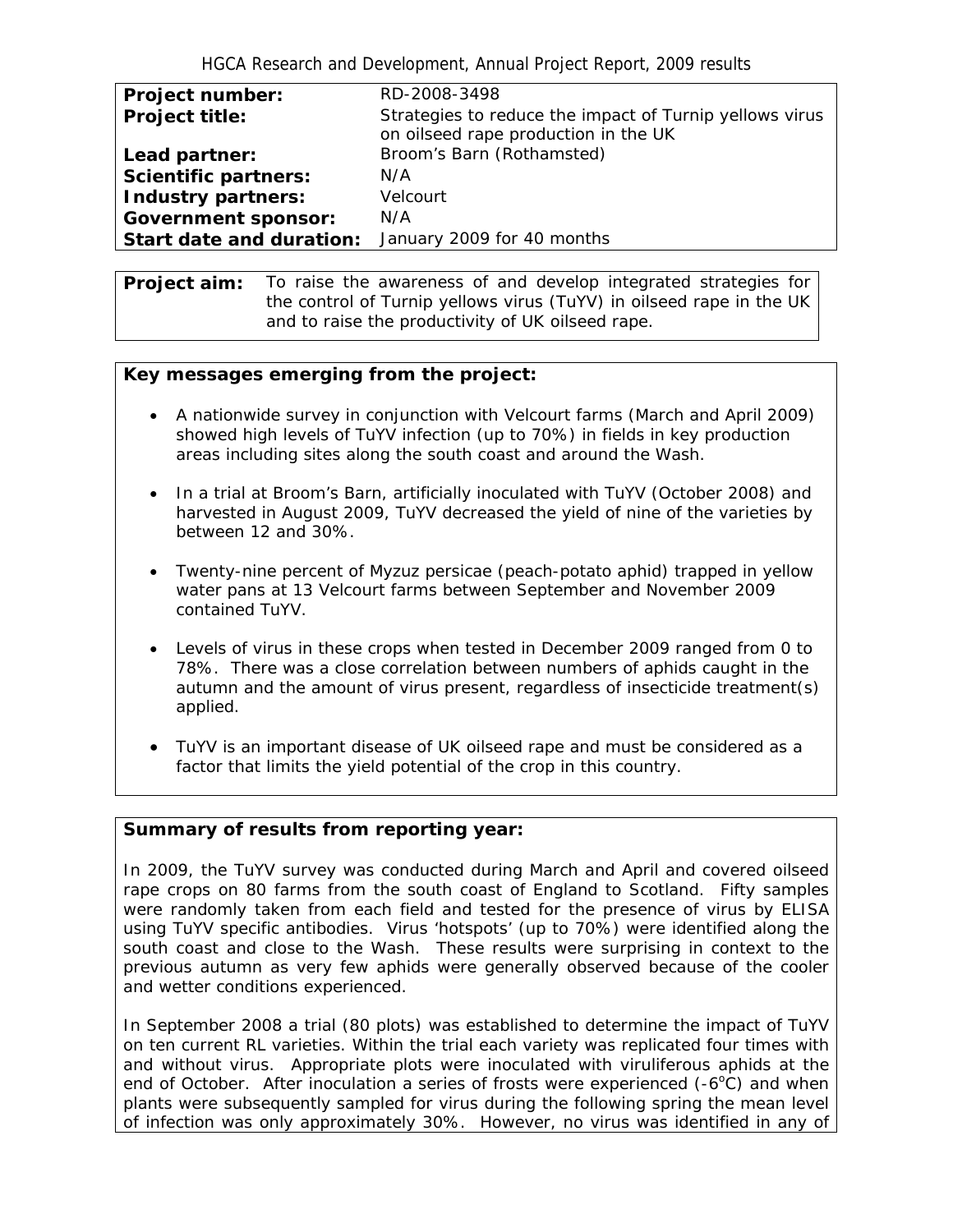| | |
|---|---|
| **Project number:** | RD-2008-3498 |
| **Project title:** | Strategies to reduce the impact of Turnip yellows virus on oilseed rape production in the UK |
| **Lead partner:** | Broom's Barn (Rothamsted) |
| **Scientific partners:** | N/A |
| **Industry partners:** | Velcourt |
| **Government sponsor:** | N/A |
| **Start date and duration:** | January 2009 for 40 months |

**Project aim:** To raise the awareness of and develop integrated strategies for the control of Turnip yellows virus (TuYV) in oilseed rape in the UK and to raise the productivity of UK oilseed rape.

**Key messages emerging from the project:**

- A nationwide survey in conjunction with Velcourt farms (March and April 2009) showed high levels of TuYV infection (up to 70%) in fields in key production areas including sites along the south coast and around the Wash.
- In a trial at Broom's Barn, artificially inoculated with TuYV (October 2008) and harvested in August 2009, TuYV decreased the yield of nine of the varieties by between 12 and 30%.
- Twenty-nine percent of Myzuz persicae (peach-potato aphid) trapped in yellow water pans at 13 Velcourt farms between September and November 2009 contained TuYV.
- Levels of virus in these crops when tested in December 2009 ranged from 0 to 78%. There was a close correlation between numbers of aphids caught in the autumn and the amount of virus present, regardless of insecticide treatment(s) applied.
- TuYV is an important disease of UK oilseed rape and must be considered as a factor that limits the yield potential of the crop in this country.

**Summary of results from reporting year:**

In 2009, the TuYV survey was conducted during March and April and covered oilseed rape crops on 80 farms from the south coast of England to Scotland. Fifty samples were randomly taken from each field and tested for the presence of virus by ELISA using TuYV specific antibodies. Virus 'hotspots' (up to 70%) were identified along the south coast and close to the Wash. These results were surprising in context to the previous autumn as very few aphids were generally observed because of the cooler and wetter conditions experienced.

In September 2008 a trial (80 plots) was established to determine the impact of TuYV on ten current RL varieties. Within the trial each variety was replicated four times with and without virus. Appropriate plots were inoculated with viruliferous aphids at the end of October. After inoculation a series of frosts were experienced (-6$^{o}$C) and when plants were subsequently sampled for virus during the following spring the mean level of infection was only approximately 30%. However, no virus was identified in any of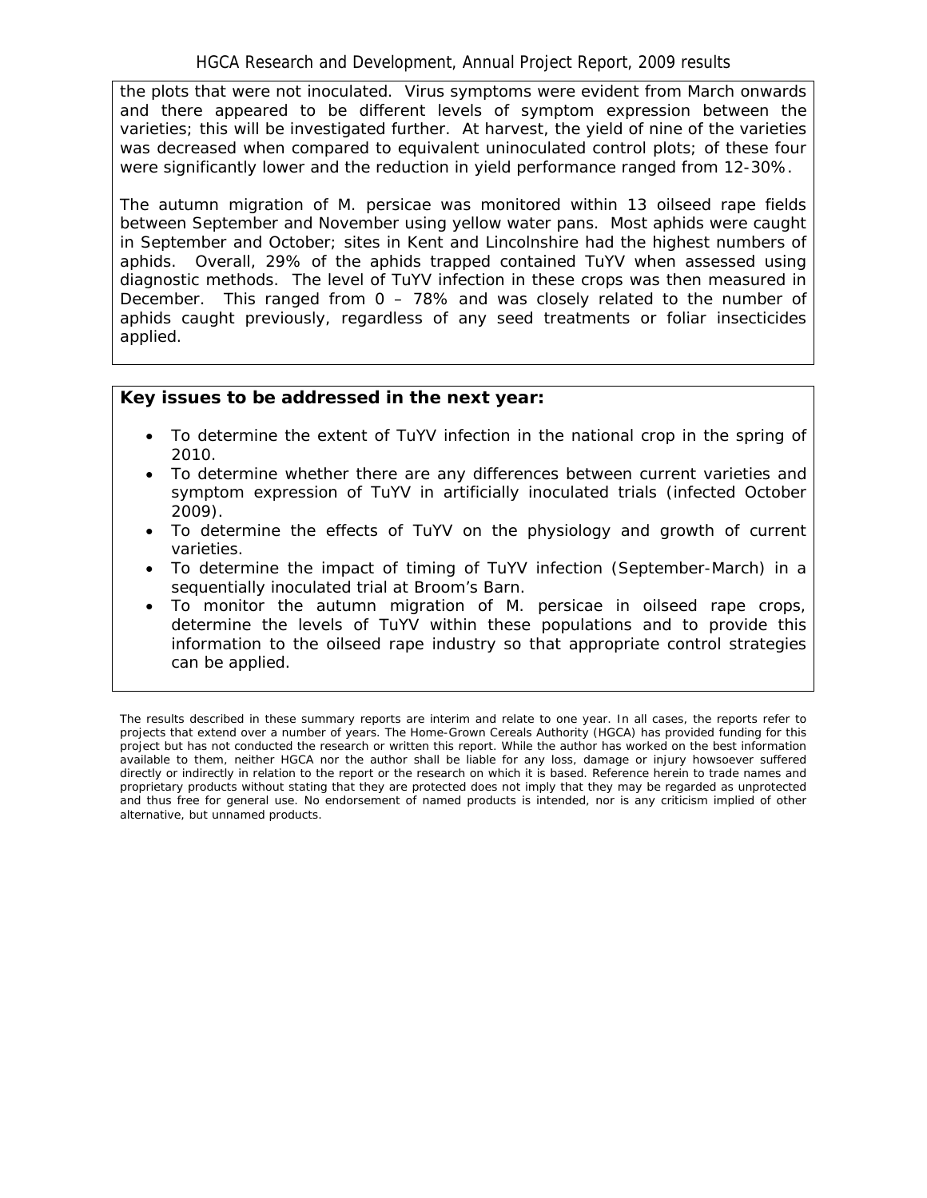the plots that were not inoculated. Virus symptoms were evident from March onwards and there appeared to be different levels of symptom expression between the varieties; this will be investigated further. At harvest, the yield of nine of the varieties was decreased when compared to equivalent uninoculated control plots; of these four were significantly lower and the reduction in yield performance ranged from 12-30%.

The autumn migration of M. persicae was monitored within 13 oilseed rape fields between September and November using yellow water pans. Most aphids were caught in September and October; sites in Kent and Lincolnshire had the highest numbers of aphids. Overall, 29% of the aphids trapped contained TuYV when assessed using diagnostic methods. The level of TuYV infection in these crops was then measured in December. This ranged from 0 – 78% and was closely related to the number of aphids caught previously, regardless of any seed treatments or foliar insecticides applied.

**Key issues to be addressed in the next year:**

- To determine the extent of TuYV infection in the national crop in the spring of 2010.
- To determine whether there are any differences between current varieties and symptom expression of TuYV in artificially inoculated trials (infected October 2009).
- To determine the effects of TuYV on the physiology and growth of current varieties.
- To determine the impact of timing of TuYV infection (September-March) in a sequentially inoculated trial at Broom's Barn.
- To monitor the autumn migration of M. persicae in oilseed rape crops, determine the levels of TuYV within these populations and to provide this information to the oilseed rape industry so that appropriate control strategies can be applied.

The results described in these summary reports are interim and relate to one year. In all cases, the reports refer to projects that extend over a number of years. The Home-Grown Cereals Authority (HGCA) has provided funding for this project but has not conducted the research or written this report. While the author has worked on the best information available to them, neither HGCA nor the author shall be liable for any loss, damage or injury howsoever suffered directly or indirectly in relation to the report or the research on which it is based. Reference herein to trade names and proprietary products without stating that they are protected does not imply that they may be regarded as unprotected and thus free for general use. No endorsement of named products is intended, nor is any criticism implied of other alternative, but unnamed products.